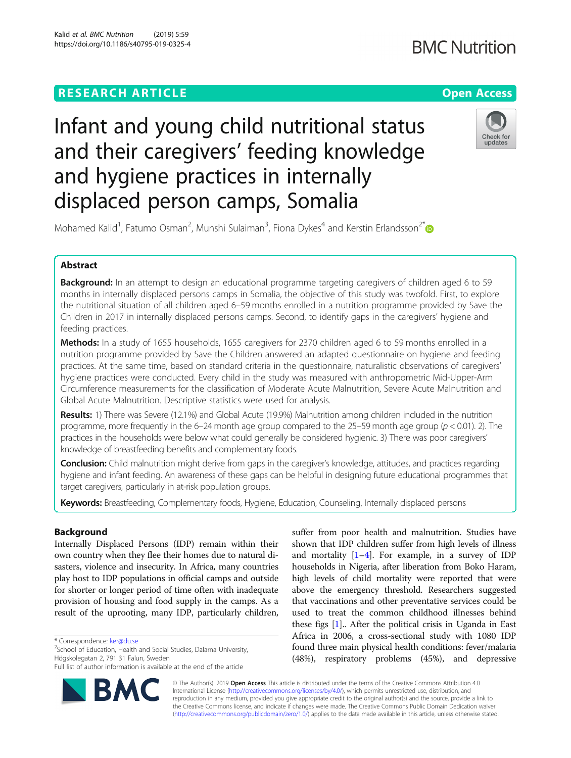RESEARCH ARTICLE

Open Access

# Infant and young child nutritional status and their caregivers' feeding knowledge and hygiene practices in internally displaced person camps, Somalia

Mohamed Kalid[1], Fatumo Osman[2], Munshi Sulaiman[3], Fiona Dykes[4] and Kerstin Erlandsson[2*]

## Abstract

**Background:** In an attempt to design an educational programme targeting caregivers of children aged 6 to 59 months in internally displaced persons camps in Somalia, the objective of this study was twofold. First, to explore the nutritional situation of all children aged 6–59 months enrolled in a nutrition programme provided by Save the Children in 2017 in internally displaced persons camps. Second, to identify gaps in the caregivers' hygiene and feeding practices.

**Methods:** In a study of 1655 households, 1655 caregivers for 2370 children aged 6 to 59 months enrolled in a nutrition programme provided by Save the Children answered an adapted questionnaire on hygiene and feeding practices. At the same time, based on standard criteria in the questionnaire, naturalistic observations of caregivers' hygiene practices were conducted. Every child in the study was measured with anthropometric Mid-Upper-Arm Circumference measurements for the classification of Moderate Acute Malnutrition, Severe Acute Malnutrition and Global Acute Malnutrition. Descriptive statistics were used for analysis.

**Results:** 1) There was Severe (12.1%) and Global Acute (19.9%) Malnutrition among children included in the nutrition programme, more frequently in the 6–24 month age group compared to the 25–59 month age group ($p < 0.01$). 2). The practices in the households were below what could generally be considered hygienic. 3) There was poor caregivers' knowledge of breastfeeding benefits and complementary foods.

**Conclusion:** Child malnutrition might derive from gaps in the caregiver's knowledge, attitudes, and practices regarding hygiene and infant feeding. An awareness of these gaps can be helpful in designing future educational programmes that target caregivers, particularly in at-risk population groups.

**Keywords:** Breastfeeding, Complementary foods, Hygiene, Education, Counseling, Internally displaced persons

## Background

Internally Displaced Persons (IDP) remain within their own country when they flee their homes due to natural disasters, violence and insecurity. In Africa, many countries play host to IDP populations in official camps and outside for shorter or longer period of time often with inadequate provision of housing and food supply in the camps. As a result of the uprooting, many IDP, particularly children, suffer from poor health and malnutrition. Studies have shown that IDP children suffer from high levels of illness and mortality [1–4]. For example, in a survey of IDP households in Nigeria, after liberation from Boko Haram, high levels of child mortality were reported that were above the emergency threshold. Researchers suggested that vaccinations and other preventative services could be used to treat the common childhood illnesses behind these figs [1].. After the political crisis in Uganda in East Africa in 2006, a cross-sectional study with 1080 IDP found three main physical health conditions: fever/malaria (48%), respiratory problems (45%), and depressive

* Correspondence: ker@du.se
[2]School of Education, Health and Social Studies, Dalarna University, Högskolegatan 2, 791 31 Falun, Sweden
Full list of author information is available at the end of the article

© The Author(s). 2019 **Open Access** This article is distributed under the terms of the Creative Commons Attribution 4.0 International License (http://creativecommons.org/licenses/by/4.0/), which permits unrestricted use, distribution, and reproduction in any medium, provided you give appropriate credit to the original author(s) and the source, provide a link to the Creative Commons license, and indicate if changes were made. The Creative Commons Public Domain Dedication waiver (http://creativecommons.org/publicdomain/zero/1.0/) applies to the data made available in this article, unless otherwise stated.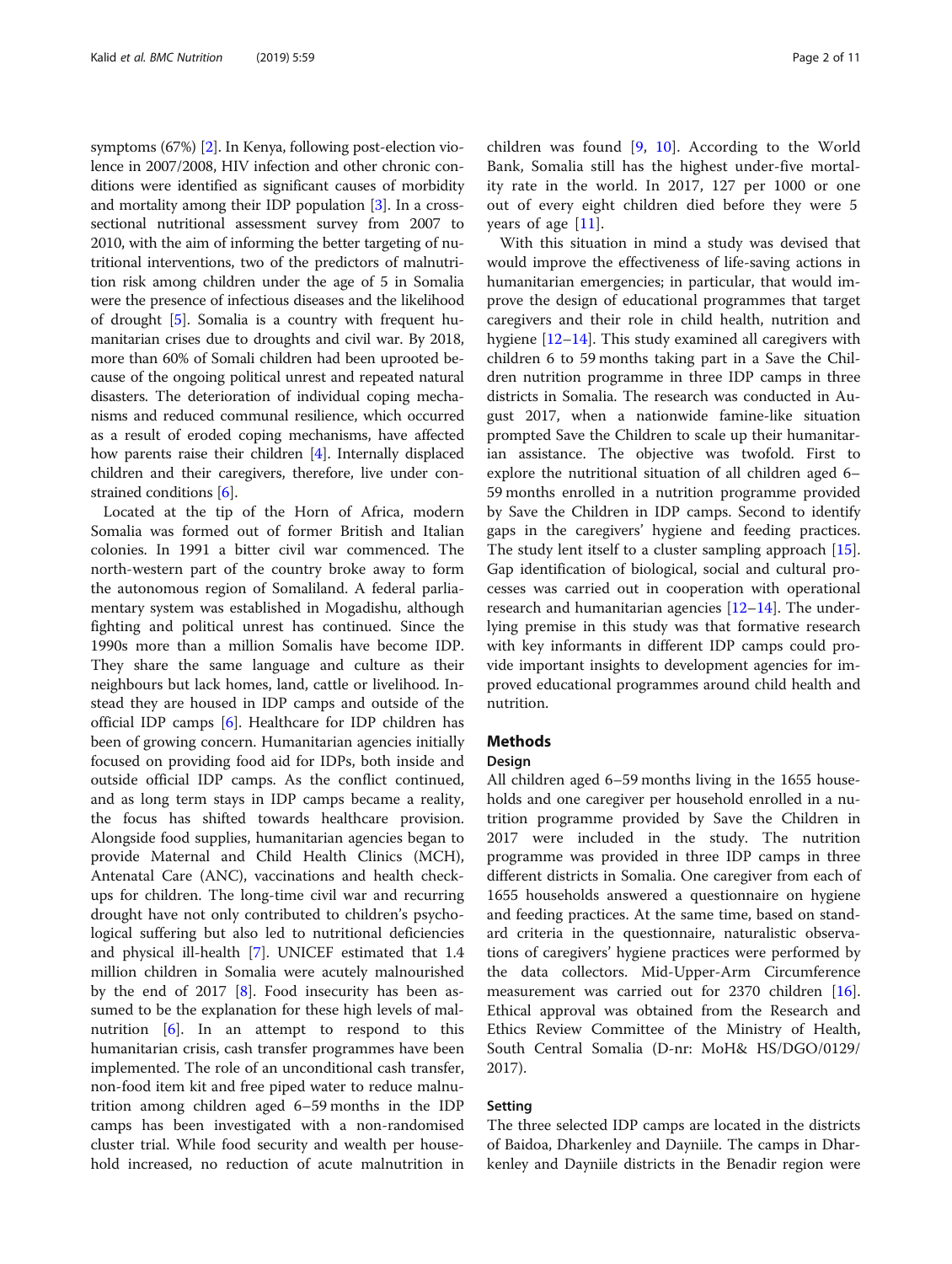symptoms (67%) [2]. In Kenya, following post-election violence in 2007/2008, HIV infection and other chronic conditions were identified as significant causes of morbidity and mortality among their IDP population [3]. In a cross-sectional nutritional assessment survey from 2007 to 2010, with the aim of informing the better targeting of nutritional interventions, two of the predictors of malnutrition risk among children under the age of 5 in Somalia were the presence of infectious diseases and the likelihood of drought [5]. Somalia is a country with frequent humanitarian crises due to droughts and civil war. By 2018, more than 60% of Somali children had been uprooted because of the ongoing political unrest and repeated natural disasters. The deterioration of individual coping mechanisms and reduced communal resilience, which occurred as a result of eroded coping mechanisms, have affected how parents raise their children [4]. Internally displaced children and their caregivers, therefore, live under constrained conditions [6].

Located at the tip of the Horn of Africa, modern Somalia was formed out of former British and Italian colonies. In 1991 a bitter civil war commenced. The north-western part of the country broke away to form the autonomous region of Somaliland. A federal parliamentary system was established in Mogadishu, although fighting and political unrest has continued. Since the 1990s more than a million Somalis have become IDP. They share the same language and culture as their neighbours but lack homes, land, cattle or livelihood. Instead they are housed in IDP camps and outside of the official IDP camps [6]. Healthcare for IDP children has been of growing concern. Humanitarian agencies initially focused on providing food aid for IDPs, both inside and outside official IDP camps. As the conflict continued, and as long term stays in IDP camps became a reality, the focus has shifted towards healthcare provision. Alongside food supplies, humanitarian agencies began to provide Maternal and Child Health Clinics (MCH), Antenatal Care (ANC), vaccinations and health check-ups for children. The long-time civil war and recurring drought have not only contributed to children's psychological suffering but also led to nutritional deficiencies and physical ill-health [7]. UNICEF estimated that 1.4 million children in Somalia were acutely malnourished by the end of 2017 [8]. Food insecurity has been assumed to be the explanation for these high levels of malnutrition [6]. In an attempt to respond to this humanitarian crisis, cash transfer programmes have been implemented. The role of an unconditional cash transfer, non-food item kit and free piped water to reduce malnutrition among children aged 6–59 months in the IDP camps has been investigated with a non-randomised cluster trial. While food security and wealth per household increased, no reduction of acute malnutrition in children was found [9, 10]. According to the World Bank, Somalia still has the highest under-five mortality rate in the world. In 2017, 127 per 1000 or one out of every eight children died before they were 5 years of age [11].

With this situation in mind a study was devised that would improve the effectiveness of life-saving actions in humanitarian emergencies; in particular, that would improve the design of educational programmes that target caregivers and their role in child health, nutrition and hygiene [12–14]. This study examined all caregivers with children 6 to 59 months taking part in a Save the Children nutrition programme in three IDP camps in three districts in Somalia. The research was conducted in August 2017, when a nationwide famine-like situation prompted Save the Children to scale up their humanitarian assistance. The objective was twofold. First to explore the nutritional situation of all children aged 6–59 months enrolled in a nutrition programme provided by Save the Children in IDP camps. Second to identify gaps in the caregivers' hygiene and feeding practices. The study lent itself to a cluster sampling approach [15]. Gap identification of biological, social and cultural processes was carried out in cooperation with operational research and humanitarian agencies [12–14]. The underlying premise in this study was that formative research with key informants in different IDP camps could provide important insights to development agencies for improved educational programmes around child health and nutrition.

## Methods

### Design

All children aged 6–59 months living in the 1655 households and one caregiver per household enrolled in a nutrition programme provided by Save the Children in 2017 were included in the study. The nutrition programme was provided in three IDP camps in three different districts in Somalia. One caregiver from each of 1655 households answered a questionnaire on hygiene and feeding practices. At the same time, based on standard criteria in the questionnaire, naturalistic observations of caregivers' hygiene practices were performed by the data collectors. Mid-Upper-Arm Circumference measurement was carried out for 2370 children [16]. Ethical approval was obtained from the Research and Ethics Review Committee of the Ministry of Health, South Central Somalia (D-nr: MoH& HS/DGO/0129/2017).

### Setting

The three selected IDP camps are located in the districts of Baidoa, Dharkenley and Dayniile. The camps in Dharkenley and Dayniile districts in the Benadir region were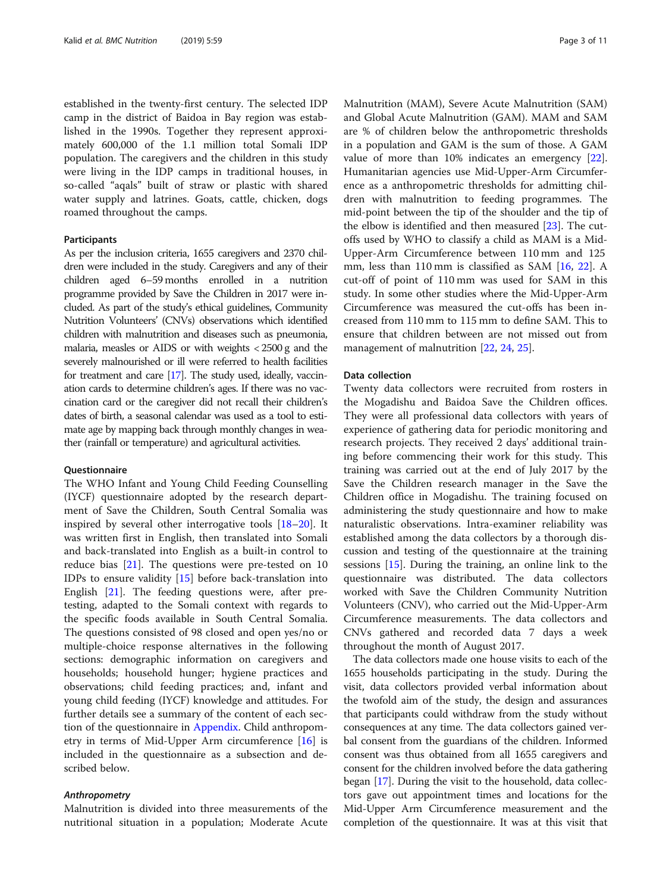established in the twenty-first century. The selected IDP camp in the district of Baidoa in Bay region was established in the 1990s. Together they represent approximately 600,000 of the 1.1 million total Somali IDP population. The caregivers and the children in this study were living in the IDP camps in traditional houses, in so-called "aqals" built of straw or plastic with shared water supply and latrines. Goats, cattle, chicken, dogs roamed throughout the camps.

### Participants

As per the inclusion criteria, 1655 caregivers and 2370 children were included in the study. Caregivers and any of their children aged 6–59 months enrolled in a nutrition programme provided by Save the Children in 2017 were included. As part of the study's ethical guidelines, Community Nutrition Volunteers' (CNVs) observations which identified children with malnutrition and diseases such as pneumonia, malaria, measles or AIDS or with weights < 2500 g and the severely malnourished or ill were referred to health facilities for treatment and care [17]. The study used, ideally, vaccination cards to determine children's ages. If there was no vaccination card or the caregiver did not recall their children's dates of birth, a seasonal calendar was used as a tool to estimate age by mapping back through monthly changes in weather (rainfall or temperature) and agricultural activities.

### Questionnaire

The WHO Infant and Young Child Feeding Counselling (IYCF) questionnaire adopted by the research department of Save the Children, South Central Somalia was inspired by several other interrogative tools [18–20]. It was written first in English, then translated into Somali and back-translated into English as a built-in control to reduce bias [21]. The questions were pre-tested on 10 IDPs to ensure validity [15] before back-translation into English [21]. The feeding questions were, after pre-testing, adapted to the Somali context with regards to the specific foods available in South Central Somalia. The questions consisted of 98 closed and open yes/no or multiple-choice response alternatives in the following sections: demographic information on caregivers and households; household hunger; hygiene practices and observations; child feeding practices; and, infant and young child feeding (IYCF) knowledge and attitudes. For further details see a summary of the content of each section of the questionnaire in Appendix. Child anthropometry in terms of Mid-Upper Arm circumference [16] is included in the questionnaire as a subsection and described below.

#### *Anthropometry*

Malnutrition is divided into three measurements of the nutritional situation in a population; Moderate Acute Malnutrition (MAM), Severe Acute Malnutrition (SAM) and Global Acute Malnutrition (GAM). MAM and SAM are % of children below the anthropometric thresholds in a population and GAM is the sum of those. A GAM value of more than 10% indicates an emergency [22]. Humanitarian agencies use Mid-Upper-Arm Circumference as a anthropometric thresholds for admitting children with malnutrition to feeding programmes. The mid-point between the tip of the shoulder and the tip of the elbow is identified and then measured [23]. The cut-offs used by WHO to classify a child as MAM is a Mid-Upper-Arm Circumference between 110 mm and 125 mm, less than 110 mm is classified as SAM [16, 22]. A cut-off of point of 110 mm was used for SAM in this study. In some other studies where the Mid-Upper-Arm Circumference was measured the cut-offs has been increased from 110 mm to 115 mm to define SAM. This to ensure that children between are not missed out from management of malnutrition [22, 24, 25].

### Data collection

Twenty data collectors were recruited from rosters in the Mogadishu and Baidoa Save the Children offices. They were all professional data collectors with years of experience of gathering data for periodic monitoring and research projects. They received 2 days' additional training before commencing their work for this study. This training was carried out at the end of July 2017 by the Save the Children research manager in the Save the Children office in Mogadishu. The training focused on administering the study questionnaire and how to make naturalistic observations. Intra-examiner reliability was established among the data collectors by a thorough discussion and testing of the questionnaire at the training sessions [15]. During the training, an online link to the questionnaire was distributed. The data collectors worked with Save the Children Community Nutrition Volunteers (CNV), who carried out the Mid-Upper-Arm Circumference measurements. The data collectors and CNVs gathered and recorded data 7 days a week throughout the month of August 2017.

The data collectors made one house visits to each of the 1655 households participating in the study. During the visit, data collectors provided verbal information about the twofold aim of the study, the design and assurances that participants could withdraw from the study without consequences at any time. The data collectors gained verbal consent from the guardians of the children. Informed consent was thus obtained from all 1655 caregivers and consent for the children involved before the data gathering began [17]. During the visit to the household, data collectors gave out appointment times and locations for the Mid-Upper Arm Circumference measurement and the completion of the questionnaire. It was at this visit that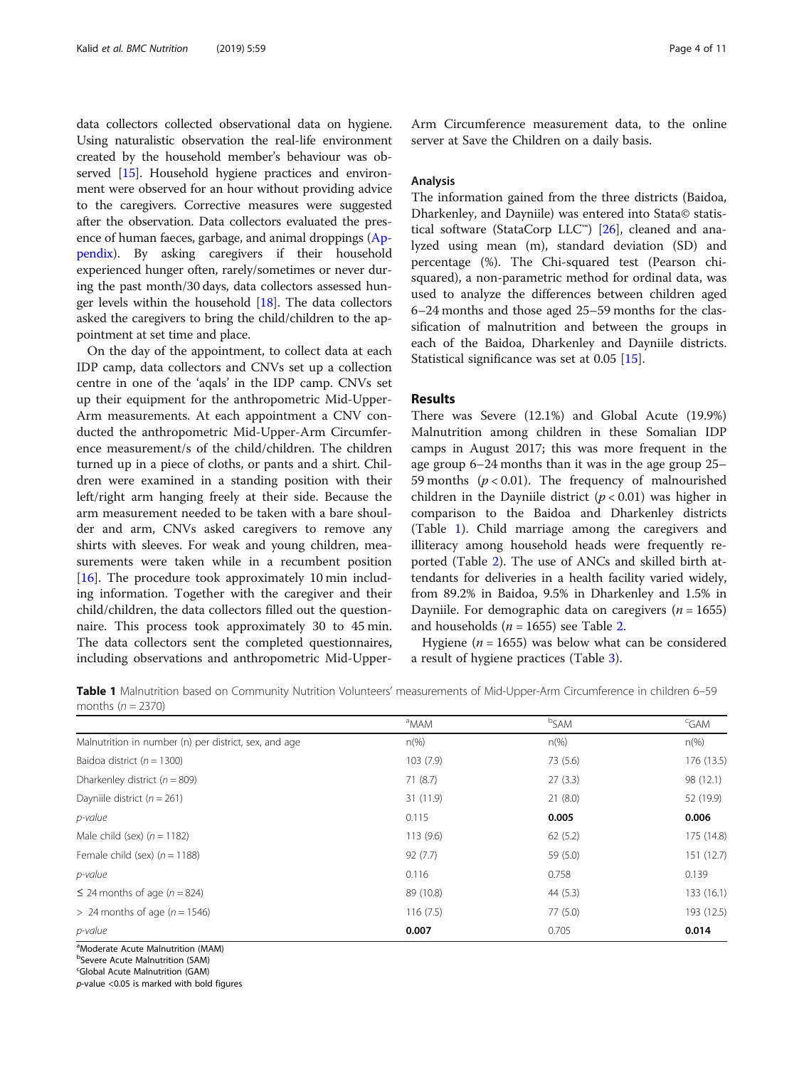data collectors collected observational data on hygiene. Using naturalistic observation the real-life environment created by the household member's behaviour was observed [15]. Household hygiene practices and environment were observed for an hour without providing advice to the caregivers. Corrective measures were suggested after the observation. Data collectors evaluated the presence of human faeces, garbage, and animal droppings (Appendix). By asking caregivers if their household experienced hunger often, rarely/sometimes or never during the past month/30 days, data collectors assessed hunger levels within the household [18]. The data collectors asked the caregivers to bring the child/children to the appointment at set time and place.

On the day of the appointment, to collect data at each IDP camp, data collectors and CNVs set up a collection centre in one of the 'aqals' in the IDP camp. CNVs set up their equipment for the anthropometric Mid-Upper-Arm measurements. At each appointment a CNV conducted the anthropometric Mid-Upper-Arm Circumference measurement/s of the child/children. The children turned up in a piece of cloths, or pants and a shirt. Children were examined in a standing position with their left/right arm hanging freely at their side. Because the arm measurement needed to be taken with a bare shoulder and arm, CNVs asked caregivers to remove any shirts with sleeves. For weak and young children, measurements were taken while in a recumbent position [16]. The procedure took approximately 10 min including information. Together with the caregiver and their child/children, the data collectors filled out the questionnaire. This process took approximately 30 to 45 min. The data collectors sent the completed questionnaires, including observations and anthropometric Mid-Upper-Arm Circumference measurement data, to the online server at Save the Children on a daily basis.

### Analysis

The information gained from the three districts (Baidoa, Dharkenley, and Dayniile) was entered into Stata© statistical software (StataCorp LLC™) [26], cleaned and analyzed using mean (m), standard deviation (SD) and percentage (%). The Chi-squared test (Pearson chi-squared), a non-parametric method for ordinal data, was used to analyze the differences between children aged 6–24 months and those aged 25–59 months for the classification of malnutrition and between the groups in each of the Baidoa, Dharkenley and Dayniile districts. Statistical significance was set at 0.05 [15].

## Results

There was Severe (12.1%) and Global Acute (19.9%) Malnutrition among children in these Somalian IDP camps in August 2017; this was more frequent in the age group 6–24 months than it was in the age group 25–59 months ($p < 0.01$). The frequency of malnourished children in the Dayniile district ($p < 0.01$) was higher in comparison to the Baidoa and Dharkenley districts (Table 1). Child marriage among the caregivers and illiteracy among household heads were frequently reported (Table 2). The use of ANCs and skilled birth attendants for deliveries in a health facility varied widely, from 89.2% in Baidoa, 9.5% in Dharkenley and 1.5% in Dayniile. For demographic data on caregivers ($n = 1655$) and households ($n = 1655$) see Table 2.

Hygiene ($n = 1655$) was below what can be considered a result of hygiene practices (Table 3).

**Table 1** Malnutrition based on Community Nutrition Volunteers' measurements of Mid-Upper-Arm Circumference in children 6–59 months ($n = 2370$)

| | [a]MAM | [b]SAM | [c]GAM |
|---|---|---|---|
| Malnutrition in number (n) per district, sex, and age | n(%) | n(%) | n(%) |
| Baidoa district ($n = 1300$) | 103 (7.9) | 73 (5.6) | 176 (13.5) |
| Dharkenley district ($n = 809$) | 71 (8.7) | 27 (3.3) | 98 (12.1) |
| Dayniile district ($n = 261$) | 31 (11.9) | 21 (8.0) | 52 (19.9) |
| *p-value* | 0.115 | **0.005** | **0.006** |
| Male child (sex) ($n = 1182$) | 113 (9.6) | 62 (5.2) | 175 (14.8) |
| Female child (sex) ($n = 1188$) | 92 (7.7) | 59 (5.0) | 151 (12.7) |
| *p-value* | 0.116 | 0.758 | 0.139 |
| ≤ 24 months of age ($n = 824$) | 89 (10.8) | 44 (5.3) | 133 (16.1) |
| > 24 months of age ($n = 1546$) | 116 (7.5) | 77 (5.0) | 193 (12.5) |
| *p-value* | **0.007** | 0.705 | **0.014** |

[a]Moderate Acute Malnutrition (MAM)
[b]Severe Acute Malnutrition (SAM)
[c]Global Acute Malnutrition (GAM)
*p*-value <0.05 is marked with bold figures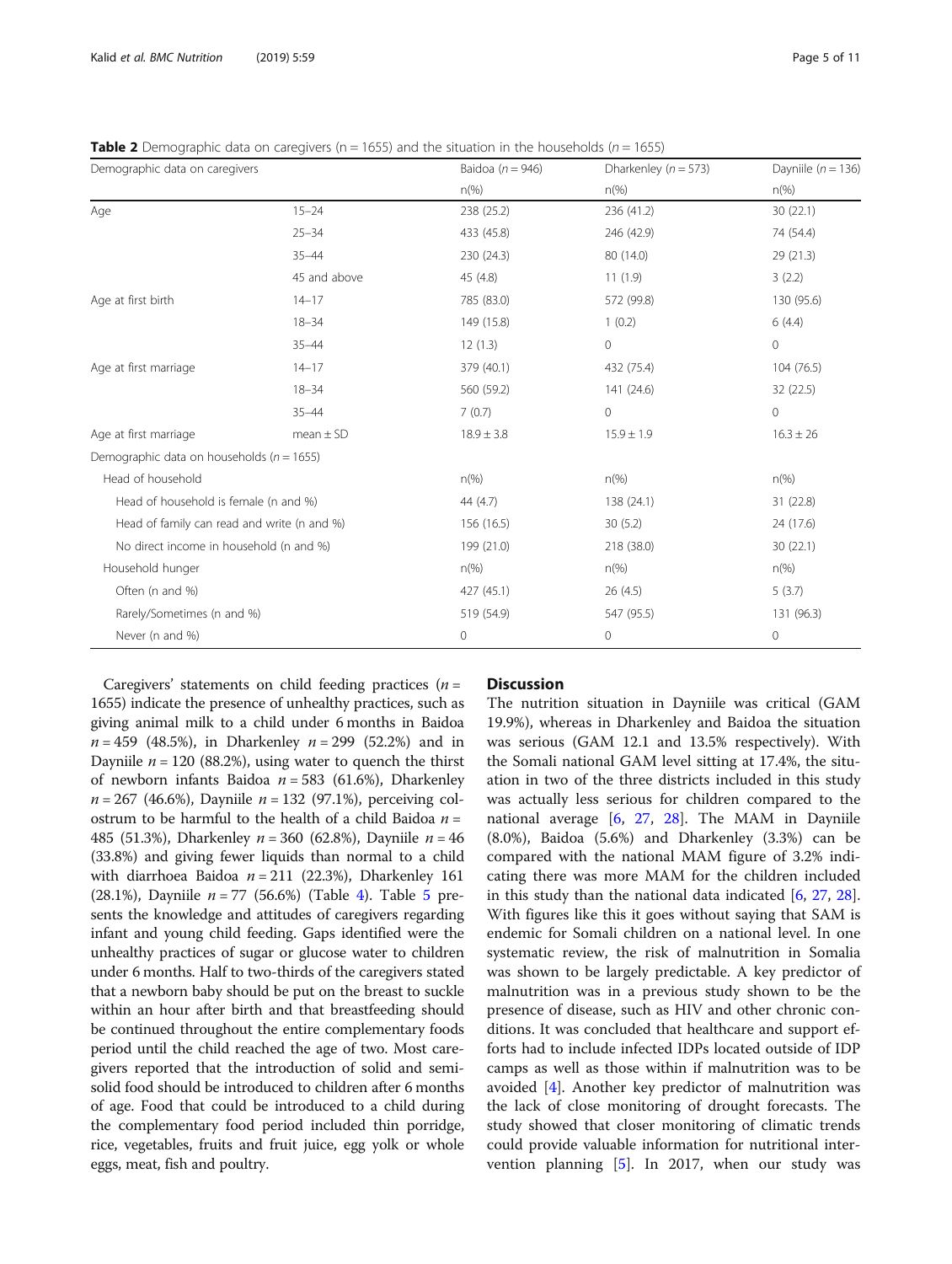**Table 2** Demographic data on caregivers (n = 1655) and the situation in the households (n = 1655)

| Demographic data on caregivers | | Baidoa (*n* = 946) | Dharkenley (*n* = 573) | Dayniile (*n* = 136) |
|---|---|---|---|---|
| | | n(%) | n(%) | n(%) |
| Age | 15–24 | 238 (25.2) | 236 (41.2) | 30 (22.1) |
| | 25–34 | 433 (45.8) | 246 (42.9) | 74 (54.4) |
| | 35–44 | 230 (24.3) | 80 (14.0) | 29 (21.3) |
| | 45 and above | 45 (4.8) | 11 (1.9) | 3 (2.2) |
| Age at first birth | 14–17 | 785 (83.0) | 572 (99.8) | 130 (95.6) |
| | 18–34 | 149 (15.8) | 1 (0.2) | 6 (4.4) |
| | 35–44 | 12 (1.3) | 0 | 0 |
| Age at first marriage | 14–17 | 379 (40.1) | 432 (75.4) | 104 (76.5) |
| | 18–34 | 560 (59.2) | 141 (24.6) | 32 (22.5) |
| | 35–44 | 7 (0.7) | 0 | 0 |
| Age at first marriage | mean ± SD | 18.9 ± 3.8 | 15.9 ± 1.9 | 16.3 ± 26 |
| Demographic data on households (*n* = 1655) | | | | |
| Head of household | | n(%) | n(%) | n(%) |
| Head of household is female (n and %) | | 44 (4.7) | 138 (24.1) | 31 (22.8) |
| Head of family can read and write (n and %) | | 156 (16.5) | 30 (5.2) | 24 (17.6) |
| No direct income in household (n and %) | | 199 (21.0) | 218 (38.0) | 30 (22.1) |
| Household hunger | | n(%) | n(%) | n(%) |
| Often (n and %) | | 427 (45.1) | 26 (4.5) | 5 (3.7) |
| Rarely/Sometimes (n and %) | | 519 (54.9) | 547 (95.5) | 131 (96.3) |
| Never (n and %) | | 0 | 0 | 0 |

Caregivers' statements on child feeding practices ($n$ = 1655) indicate the presence of unhealthy practices, such as giving animal milk to a child under 6 months in Baidoa $n$ = 459 (48.5%), in Dharkenley $n$ = 299 (52.2%) and in Dayniile $n$ = 120 (88.2%), using water to quench the thirst of newborn infants Baidoa $n$ = 583 (61.6%), Dharkenley $n$ = 267 (46.6%), Dayniile $n$ = 132 (97.1%), perceiving colostrum to be harmful to the health of a child Baidoa $n$ = 485 (51.3%), Dharkenley $n$ = 360 (62.8%), Dayniile $n$ = 46 (33.8%) and giving fewer liquids than normal to a child with diarrhoea Baidoa $n$ = 211 (22.3%), Dharkenley 161 (28.1%), Dayniile $n$ = 77 (56.6%) (Table 4). Table 5 presents the knowledge and attitudes of caregivers regarding infant and young child feeding. Gaps identified were the unhealthy practices of sugar or glucose water to children under 6 months. Half to two-thirds of the caregivers stated that a newborn baby should be put on the breast to suckle within an hour after birth and that breastfeeding should be continued throughout the entire complementary foods period until the child reached the age of two. Most caregivers reported that the introduction of solid and semi-solid food should be introduced to children after 6 months of age. Food that could be introduced to a child during the complementary food period included thin porridge, rice, vegetables, fruits and fruit juice, egg yolk or whole eggs, meat, fish and poultry.

## Discussion

The nutrition situation in Dayniile was critical (GAM 19.9%), whereas in Dharkenley and Baidoa the situation was serious (GAM 12.1 and 13.5% respectively). With the Somali national GAM level sitting at 17.4%, the situation in two of the three districts included in this study was actually less serious for children compared to the national average [6, 27, 28]. The MAM in Dayniile (8.0%), Baidoa (5.6%) and Dharkenley (3.3%) can be compared with the national MAM figure of 3.2% indicating there was more MAM for the children included in this study than the national data indicated [6, 27, 28]. With figures like this it goes without saying that SAM is endemic for Somali children on a national level. In one systematic review, the risk of malnutrition in Somalia was shown to be largely predictable. A key predictor of malnutrition was in a previous study shown to be the presence of disease, such as HIV and other chronic conditions. It was concluded that healthcare and support efforts had to include infected IDPs located outside of IDP camps as well as those within if malnutrition was to be avoided [4]. Another key predictor of malnutrition was the lack of close monitoring of drought forecasts. The study showed that closer monitoring of climatic trends could provide valuable information for nutritional intervention planning [5]. In 2017, when our study was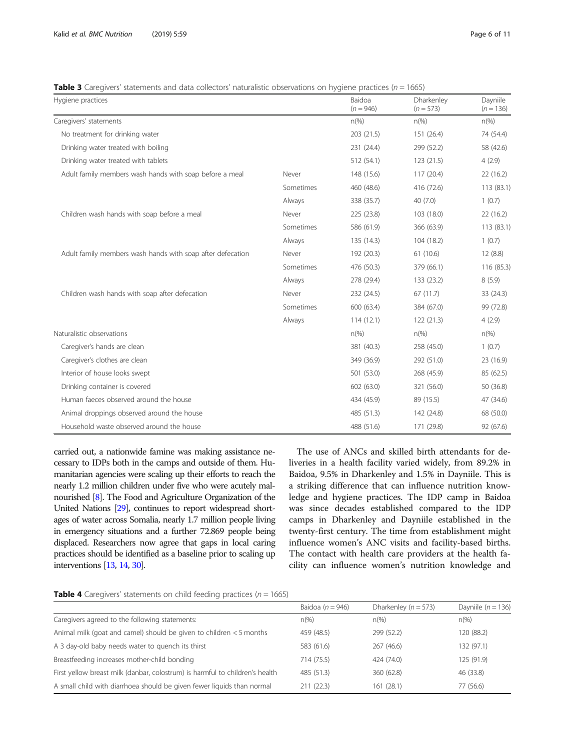**Table 3** Caregivers' statements and data collectors' naturalistic observations on hygiene practices ($n = 1665$)

| Hygiene practices | | Baidoa ($n = 946$) | Dharkenley ($n = 573$) | Dayniile ($n = 136$) |
|---|---|---|---|---|
| Caregivers' statements | | n(%) | n(%) | n(%) |
| No treatment for drinking water | | 203 (21.5) | 151 (26.4) | 74 (54.4) |
| Drinking water treated with boiling | | 231 (24.4) | 299 (52.2) | 58 (42.6) |
| Drinking water treated with tablets | | 512 (54.1) | 123 (21.5) | 4 (2.9) |
| Adult family members wash hands with soap before a meal | Never | 148 (15.6) | 117 (20.4) | 22 (16.2) |
| | Sometimes | 460 (48.6) | 416 (72.6) | 113 (83.1) |
| | Always | 338 (35.7) | 40 (7.0) | 1 (0.7) |
| Children wash hands with soap before a meal | Never | 225 (23.8) | 103 (18.0) | 22 (16.2) |
| | Sometimes | 586 (61.9) | 366 (63.9) | 113 (83.1) |
| | Always | 135 (14.3) | 104 (18.2) | 1 (0.7) |
| Adult family members wash hands with soap after defecation | Never | 192 (20.3) | 61 (10.6) | 12 (8.8) |
| | Sometimes | 476 (50.3) | 379 (66.1) | 116 (85.3) |
| | Always | 278 (29.4) | 133 (23.2) | 8 (5.9) |
| Children wash hands with soap after defecation | Never | 232 (24.5) | 67 (11.7) | 33 (24.3) |
| | Sometimes | 600 (63.4) | 384 (67.0) | 99 (72.8) |
| | Always | 114 (12.1) | 122 (21.3) | 4 (2.9) |
| Naturalistic observations | | n(%) | n(%) | n(%) |
| Caregiver's hands are clean | | 381 (40.3) | 258 (45.0) | 1 (0.7) |
| Caregiver's clothes are clean | | 349 (36.9) | 292 (51.0) | 23 (16.9) |
| Interior of house looks swept | | 501 (53.0) | 268 (45.9) | 85 (62.5) |
| Drinking container is covered | | 602 (63.0) | 321 (56.0) | 50 (36.8) |
| Human faeces observed around the house | | 434 (45.9) | 89 (15.5) | 47 (34.6) |
| Animal droppings observed around the house | | 485 (51.3) | 142 (24.8) | 68 (50.0) |
| Household waste observed around the house | | 488 (51.6) | 171 (29.8) | 92 (67.6) |

carried out, a nationwide famine was making assistance necessary to IDPs both in the camps and outside of them. Humanitarian agencies were scaling up their efforts to reach the nearly 1.2 million children under five who were acutely malnourished [8]. The Food and Agriculture Organization of the United Nations [29], continues to report widespread shortages of water across Somalia, nearly 1.7 million people living in emergency situations and a further 72.869 people being displaced. Researchers now agree that gaps in local caring practices should be identified as a baseline prior to scaling up interventions [13, 14, 30].

The use of ANCs and skilled birth attendants for deliveries in a health facility varied widely, from 89.2% in Baidoa, 9.5% in Dharkenley and 1.5% in Dayniile. This is a striking difference that can influence nutrition knowledge and hygiene practices. The IDP camp in Baidoa was since decades established compared to the IDP camps in Dharkenley and Dayniile established in the twenty-first century. The time from establishment might influence women's ANC visits and facility-based births. The contact with health care providers at the health facility can influence women's nutrition knowledge and

**Table 4** Caregivers' statements on child feeding practices ($n = 1665$)

| | Baidoa ($n = 946$) | Dharkenley ($n = 573$) | Dayniile ($n = 136$) |
|---|---|---|---|
| Caregivers agreed to the following statements: | n(%) | n(%) | n(%) |
| Animal milk (goat and camel) should be given to children < 5 months | 459 (48.5) | 299 (52.2) | 120 (88.2) |
| A 3 day-old baby needs water to quench its thirst | 583 (61.6) | 267 (46.6) | 132 (97.1) |
| Breastfeeding increases mother-child bonding | 714 (75.5) | 424 (74.0) | 125 (91.9) |
| First yellow breast milk (danbar, colostrum) is harmful to children's health | 485 (51.3) | 360 (62.8) | 46 (33.8) |
| A small child with diarrhoea should be given fewer liquids than normal | 211 (22.3) | 161 (28.1) | 77 (56.6) |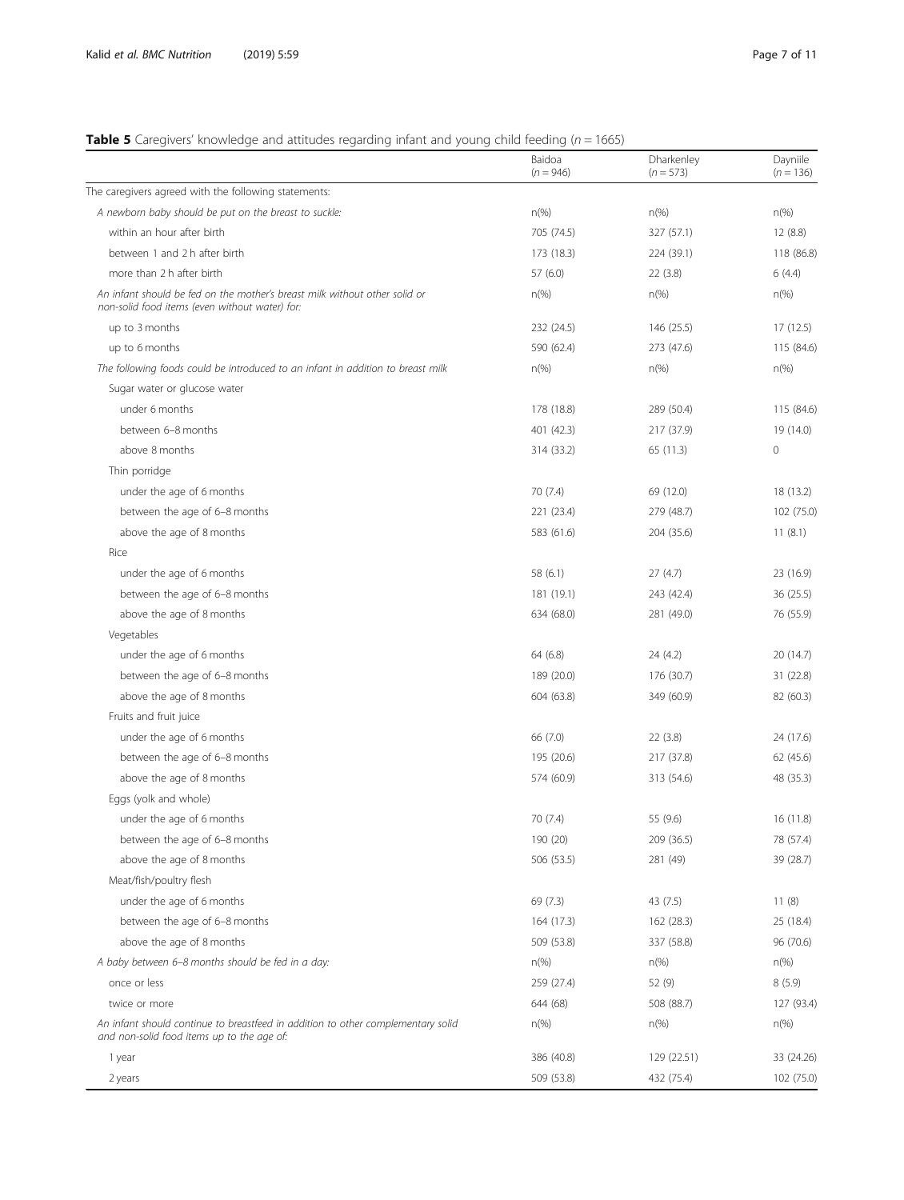**Table 5** Caregivers' knowledge and attitudes regarding infant and young child feeding ($n = 1665$)

| | Baidoa ($n = 946$) | Dharkenley ($n = 573$) | Dayniile ($n = 136$) |
|---|---|---|---|
| The caregivers agreed with the following statements: | | | |
| *A newborn baby should be put on the breast to suckle:* | n(%) | n(%) | n(%) |
| within an hour after birth | 705 (74.5) | 327 (57.1) | 12 (8.8) |
| between 1 and 2 h after birth | 173 (18.3) | 224 (39.1) | 118 (86.8) |
| more than 2 h after birth | 57 (6.0) | 22 (3.8) | 6 (4.4) |
| *An infant should be fed on the mother's breast milk without other solid or non-solid food items (even without water) for:* | n(%) | n(%) | n(%) |
| up to 3 months | 232 (24.5) | 146 (25.5) | 17 (12.5) |
| up to 6 months | 590 (62.4) | 273 (47.6) | 115 (84.6) |
| *The following foods could be introduced to an infant in addition to breast milk* | n(%) | n(%) | n(%) |
| Sugar water or glucose water | | | |
| under 6 months | 178 (18.8) | 289 (50.4) | 115 (84.6) |
| between 6–8 months | 401 (42.3) | 217 (37.9) | 19 (14.0) |
| above 8 months | 314 (33.2) | 65 (11.3) | 0 |
| Thin porridge | | | |
| under the age of 6 months | 70 (7.4) | 69 (12.0) | 18 (13.2) |
| between the age of 6–8 months | 221 (23.4) | 279 (48.7) | 102 (75.0) |
| above the age of 8 months | 583 (61.6) | 204 (35.6) | 11 (8.1) |
| Rice | | | |
| under the age of 6 months | 58 (6.1) | 27 (4.7) | 23 (16.9) |
| between the age of 6–8 months | 181 (19.1) | 243 (42.4) | 36 (25.5) |
| above the age of 8 months | 634 (68.0) | 281 (49.0) | 76 (55.9) |
| Vegetables | | | |
| under the age of 6 months | 64 (6.8) | 24 (4.2) | 20 (14.7) |
| between the age of 6–8 months | 189 (20.0) | 176 (30.7) | 31 (22.8) |
| above the age of 8 months | 604 (63.8) | 349 (60.9) | 82 (60.3) |
| Fruits and fruit juice | | | |
| under the age of 6 months | 66 (7.0) | 22 (3.8) | 24 (17.6) |
| between the age of 6–8 months | 195 (20.6) | 217 (37.8) | 62 (45.6) |
| above the age of 8 months | 574 (60.9) | 313 (54.6) | 48 (35.3) |
| Eggs (yolk and whole) | | | |
| under the age of 6 months | 70 (7.4) | 55 (9.6) | 16 (11.8) |
| between the age of 6–8 months | 190 (20) | 209 (36.5) | 78 (57.4) |
| above the age of 8 months | 506 (53.5) | 281 (49) | 39 (28.7) |
| Meat/fish/poultry flesh | | | |
| under the age of 6 months | 69 (7.3) | 43 (7.5) | 11 (8) |
| between the age of 6–8 months | 164 (17.3) | 162 (28.3) | 25 (18.4) |
| above the age of 8 months | 509 (53.8) | 337 (58.8) | 96 (70.6) |
| *A baby between 6–8 months should be fed in a day:* | n(%) | n(%) | n(%) |
| once or less | 259 (27.4) | 52 (9) | 8 (5.9) |
| twice or more | 644 (68) | 508 (88.7) | 127 (93.4) |
| *An infant should continue to breastfeed in addition to other complementary solid and non-solid food items up to the age of:* | n(%) | n(%) | n(%) |
| 1 year | 386 (40.8) | 129 (22.51) | 33 (24.26) |
| 2 years | 509 (53.8) | 432 (75.4) | 102 (75.0) |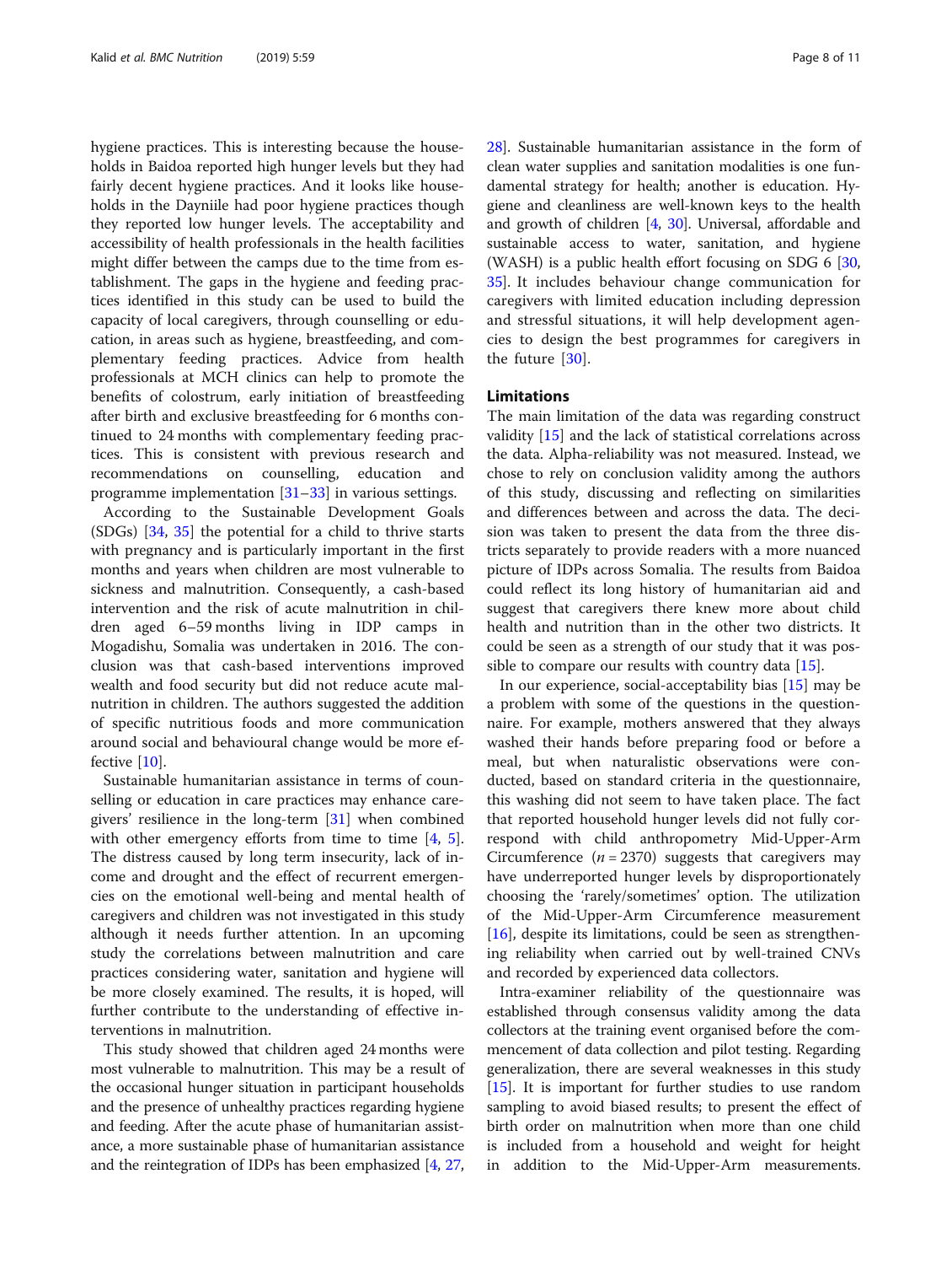hygiene practices. This is interesting because the households in Baidoa reported high hunger levels but they had fairly decent hygiene practices. And it looks like households in the Dayniile had poor hygiene practices though they reported low hunger levels. The acceptability and accessibility of health professionals in the health facilities might differ between the camps due to the time from establishment. The gaps in the hygiene and feeding practices identified in this study can be used to build the capacity of local caregivers, through counselling or education, in areas such as hygiene, breastfeeding, and complementary feeding practices. Advice from health professionals at MCH clinics can help to promote the benefits of colostrum, early initiation of breastfeeding after birth and exclusive breastfeeding for 6 months continued to 24 months with complementary feeding practices. This is consistent with previous research and recommendations on counselling, education and programme implementation [31–33] in various settings.

According to the Sustainable Development Goals (SDGs) [34, 35] the potential for a child to thrive starts with pregnancy and is particularly important in the first months and years when children are most vulnerable to sickness and malnutrition. Consequently, a cash-based intervention and the risk of acute malnutrition in children aged 6–59 months living in IDP camps in Mogadishu, Somalia was undertaken in 2016. The conclusion was that cash-based interventions improved wealth and food security but did not reduce acute malnutrition in children. The authors suggested the addition of specific nutritious foods and more communication around social and behavioural change would be more effective [10].

Sustainable humanitarian assistance in terms of counselling or education in care practices may enhance caregivers' resilience in the long-term [31] when combined with other emergency efforts from time to time [4, 5]. The distress caused by long term insecurity, lack of income and drought and the effect of recurrent emergencies on the emotional well-being and mental health of caregivers and children was not investigated in this study although it needs further attention. In an upcoming study the correlations between malnutrition and care practices considering water, sanitation and hygiene will be more closely examined. The results, it is hoped, will further contribute to the understanding of effective interventions in malnutrition.

This study showed that children aged 24 months were most vulnerable to malnutrition. This may be a result of the occasional hunger situation in participant households and the presence of unhealthy practices regarding hygiene and feeding. After the acute phase of humanitarian assistance, a more sustainable phase of humanitarian assistance and the reintegration of IDPs has been emphasized [4, 27, 28]. Sustainable humanitarian assistance in the form of clean water supplies and sanitation modalities is one fundamental strategy for health; another is education. Hygiene and cleanliness are well-known keys to the health and growth of children [4, 30]. Universal, affordable and sustainable access to water, sanitation, and hygiene (WASH) is a public health effort focusing on SDG 6 [30, 35]. It includes behaviour change communication for caregivers with limited education including depression and stressful situations, it will help development agencies to design the best programmes for caregivers in the future [30].

## Limitations

The main limitation of the data was regarding construct validity [15] and the lack of statistical correlations across the data. Alpha-reliability was not measured. Instead, we chose to rely on conclusion validity among the authors of this study, discussing and reflecting on similarities and differences between and across the data. The decision was taken to present the data from the three districts separately to provide readers with a more nuanced picture of IDPs across Somalia. The results from Baidoa could reflect its long history of humanitarian aid and suggest that caregivers there knew more about child health and nutrition than in the other two districts. It could be seen as a strength of our study that it was possible to compare our results with country data [15].

In our experience, social-acceptability bias [15] may be a problem with some of the questions in the questionnaire. For example, mothers answered that they always washed their hands before preparing food or before a meal, but when naturalistic observations were conducted, based on standard criteria in the questionnaire, this washing did not seem to have taken place. The fact that reported household hunger levels did not fully correspond with child anthropometry Mid-Upper-Arm Circumference ($n = 2370$) suggests that caregivers may have underreported hunger levels by disproportionately choosing the 'rarely/sometimes' option. The utilization of the Mid-Upper-Arm Circumference measurement [16], despite its limitations, could be seen as strengthening reliability when carried out by well-trained CNVs and recorded by experienced data collectors.

Intra-examiner reliability of the questionnaire was established through consensus validity among the data collectors at the training event organised before the commencement of data collection and pilot testing. Regarding generalization, there are several weaknesses in this study [15]. It is important for further studies to use random sampling to avoid biased results; to present the effect of birth order on malnutrition when more than one child is included from a household and weight for height in addition to the Mid-Upper-Arm measurements.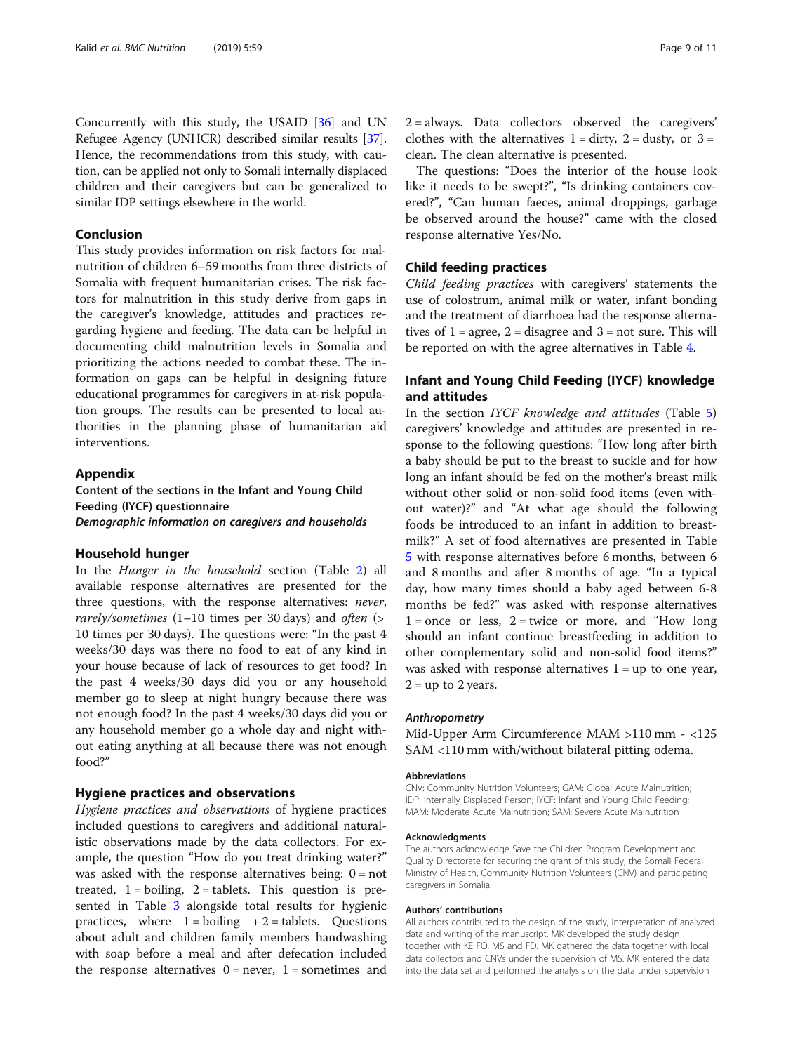Concurrently with this study, the USAID [36] and UN Refugee Agency (UNHCR) described similar results [37]. Hence, the recommendations from this study, with caution, can be applied not only to Somali internally displaced children and their caregivers but can be generalized to similar IDP settings elsewhere in the world.

## Conclusion

This study provides information on risk factors for malnutrition of children 6–59 months from three districts of Somalia with frequent humanitarian crises. The risk factors for malnutrition in this study derive from gaps in the caregiver's knowledge, attitudes and practices regarding hygiene and feeding. The data can be helpful in documenting child malnutrition levels in Somalia and prioritizing the actions needed to combat these. The information on gaps can be helpful in designing future educational programmes for caregivers in at-risk population groups. The results can be presented to local authorities in the planning phase of humanitarian aid interventions.

## Appendix

### Content of the sections in the Infant and Young Child Feeding (IYCF) questionnaire

***Demographic information on caregivers and households***

### Household hunger

In the *Hunger in the household* section (Table 2) all available response alternatives are presented for the three questions, with the response alternatives: *never*, *rarely/sometimes* (1–10 times per 30 days) and *often* (> 10 times per 30 days). The questions were: "In the past 4 weeks/30 days was there no food to eat of any kind in your house because of lack of resources to get food? In the past 4 weeks/30 days did you or any household member go to sleep at night hungry because there was not enough food? In the past 4 weeks/30 days did you or any household member go a whole day and night without eating anything at all because there was not enough food?"

### Hygiene practices and observations

*Hygiene practices and observations* of hygiene practices included questions to caregivers and additional naturalistic observations made by the data collectors. For example, the question "How do you treat drinking water?" was asked with the response alternatives being: 0 = not treated, 1 = boiling, 2 = tablets. This question is presented in Table 3 alongside total results for hygienic practices, where 1 = boiling + 2 = tablets. Questions about adult and children family members handwashing with soap before a meal and after defecation included the response alternatives 0 = never, 1 = sometimes and 2 = always. Data collectors observed the caregivers' clothes with the alternatives 1 = dirty, 2 = dusty, or 3 = clean. The clean alternative is presented.

The questions: "Does the interior of the house look like it needs to be swept?", "Is drinking containers covered?", "Can human faeces, animal droppings, garbage be observed around the house?" came with the closed response alternative Yes/No.

### Child feeding practices

*Child feeding practices* with caregivers' statements the use of colostrum, animal milk or water, infant bonding and the treatment of diarrhoea had the response alternatives of 1 = agree, 2 = disagree and 3 = not sure. This will be reported on with the agree alternatives in Table 4.

### Infant and Young Child Feeding (IYCF) knowledge and attitudes

In the section *IYCF knowledge and attitudes* (Table 5) caregivers' knowledge and attitudes are presented in response to the following questions: "How long after birth a baby should be put to the breast to suckle and for how long an infant should be fed on the mother's breast milk without other solid or non-solid food items (even without water)?" and "At what age should the following foods be introduced to an infant in addition to breastmilk?" A set of food alternatives are presented in Table 5 with response alternatives before 6 months, between 6 and 8 months and after 8 months of age. "In a typical day, how many times should a baby aged between 6-8 months be fed?" was asked with response alternatives 1 = once or less, 2 = twice or more, and "How long should an infant continue breastfeeding in addition to other complementary solid and non-solid food items?" was asked with response alternatives 1 = up to one year, 2 = up to 2 years.

***Anthropometry***

Mid-Upper Arm Circumference MAM >110 mm - <125 SAM <110 mm with/without bilateral pitting odema.

#### Abbreviations

CNV: Community Nutrition Volunteers; GAM: Global Acute Malnutrition; IDP: Internally Displaced Person; IYCF: Infant and Young Child Feeding; MAM: Moderate Acute Malnutrition; SAM: Severe Acute Malnutrition

#### Acknowledgments

The authors acknowledge Save the Children Program Development and Quality Directorate for securing the grant of this study, the Somali Federal Ministry of Health, Community Nutrition Volunteers (CNV) and participating caregivers in Somalia.

#### Authors' contributions

All authors contributed to the design of the study, interpretation of analyzed data and writing of the manuscript. MK developed the study design together with KE FO, MS and FD. MK gathered the data together with local data collectors and CNVs under the supervision of MS. MK entered the data into the data set and performed the analysis on the data under supervision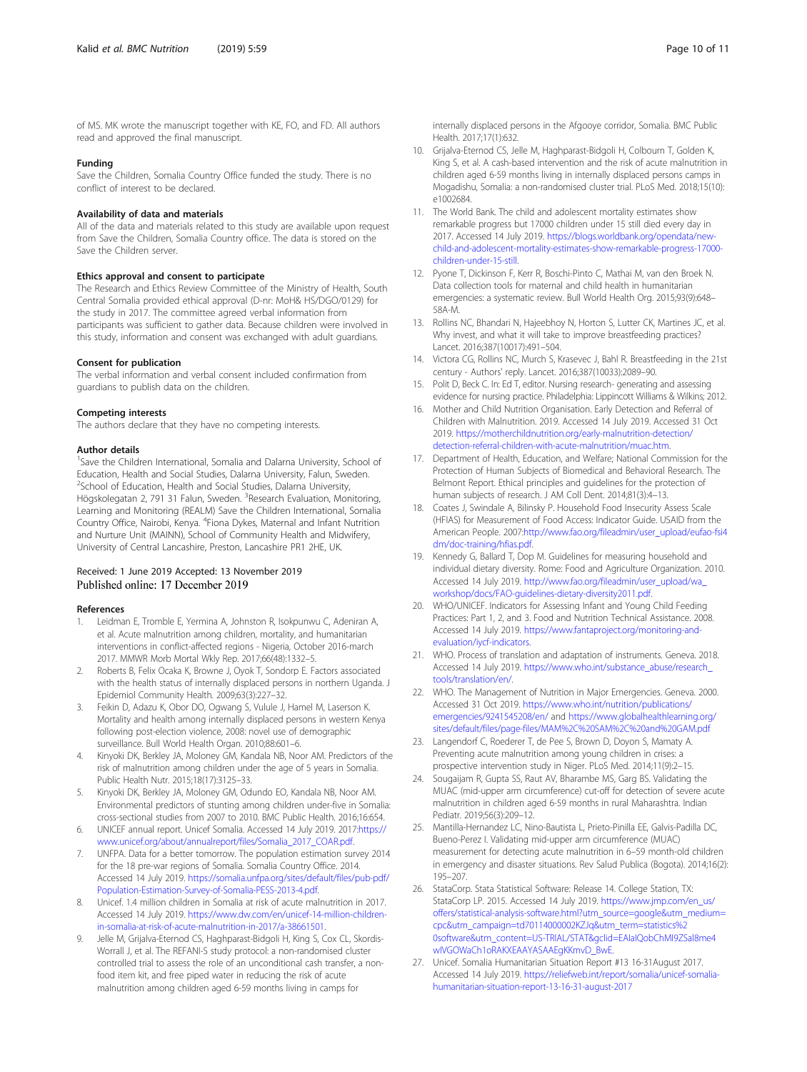of MS. MK wrote the manuscript together with KE, FO, and FD. All authors read and approved the final manuscript.

#### Funding

Save the Children, Somalia Country Office funded the study. There is no conflict of interest to be declared.

#### Availability of data and materials

All of the data and materials related to this study are available upon request from Save the Children, Somalia Country office. The data is stored on the Save the Children server.

#### Ethics approval and consent to participate

The Research and Ethics Review Committee of the Ministry of Health, South Central Somalia provided ethical approval (D-nr: MoH& HS/DGO/0129) for the study in 2017. The committee agreed verbal information from participants was sufficient to gather data. Because children were involved in this study, information and consent was exchanged with adult guardians.

#### Consent for publication

The verbal information and verbal consent included confirmation from guardians to publish data on the children.

#### Competing interests

The authors declare that they have no competing interests.

#### Author details

[1]Save the Children International, Somalia and Dalarna University, School of Education, Health and Social Studies, Dalarna University, Falun, Sweden. [2]School of Education, Health and Social Studies, Dalarna University, Högskolegatan 2, 791 31 Falun, Sweden. [3]Research Evaluation, Monitoring, Learning and Monitoring (REALM) Save the Children International, Somalia Country Office, Nairobi, Kenya. [4]Fiona Dykes, Maternal and Infant Nutrition and Nurture Unit (MAINN), School of Community Health and Midwifery, University of Central Lancashire, Preston, Lancashire PR1 2HE, UK.

Received: 1 June 2019 Accepted: 13 November 2019
Published online: 17 December 2019

#### References

1. Leidman E, Tromble E, Yermina A, Johnston R, Isokpunwu C, Adeniran A, et al. Acute malnutrition among children, mortality, and humanitarian interventions in conflict-affected regions - Nigeria, October 2016-march 2017. MMWR Morb Mortal Wkly Rep. 2017;66(48):1332–5.
2. Roberts B, Felix Ocaka K, Browne J, Oyok T, Sondorp E. Factors associated with the health status of internally displaced persons in northern Uganda. J Epidemiol Community Health. 2009;63(3):227–32.
3. Feikin D, Adazu K, Obor DO, Ogwang S, Vulule J, Hamel M, Laserson K. Mortality and health among internally displaced persons in western Kenya following post-election violence, 2008: novel use of demographic surveillance. Bull World Health Organ. 2010;88:601–6.
4. Kinyoki DK, Berkley JA, Moloney GM, Kandala NB, Noor AM. Predictors of the risk of malnutrition among children under the age of 5 years in Somalia. Public Health Nutr. 2015;18(17):3125–33.
5. Kinyoki DK, Berkley JA, Moloney GM, Odundo EO, Kandala NB, Noor AM. Environmental predictors of stunting among children under-five in Somalia: cross-sectional studies from 2007 to 2010. BMC Public Health. 2016;16:654.
6. UNICEF annual report. Unicef Somalia. Accessed 14 July 2019. 2017:https://www.unicef.org/about/annualreport/files/Somalia_2017_COAR.pdf.
7. UNFPA. Data for a better tomorrow. The population estimation survey 2014 for the 18 pre-war regions of Somalia. Somalia Country Office. 2014. Accessed 14 July 2019. https://somalia.unfpa.org/sites/default/files/pub-pdf/Population-Estimation-Survey-of-Somalia-PESS-2013-4.pdf.
8. Unicef. 1.4 million children in Somalia at risk of acute malnutrition in 2017. Accessed 14 July 2019. https://www.dw.com/en/unicef-14-million-children-in-somalia-at-risk-of-acute-malnutrition-in-2017/a-38661501.
9. Jelle M, Grijalva-Eternod CS, Haghparast-Bidgoli H, King S, Cox CL, Skordis-Worrall J, et al. The REFANI-S study protocol: a non-randomised cluster controlled trial to assess the role of an unconditional cash transfer, a non-food item kit, and free piped water in reducing the risk of acute malnutrition among children aged 6-59 months living in camps for internally displaced persons in the Afgooye corridor, Somalia. BMC Public Health. 2017;17(1):632.
10. Grijalva-Eternod CS, Jelle M, Haghparast-Bidgoli H, Colbourn T, Golden K, King S, et al. A cash-based intervention and the risk of acute malnutrition in children aged 6-59 months living in internally displaced persons camps in Mogadishu, Somalia: a non-randomised cluster trial. PLoS Med. 2018;15(10):e1002684.
11. The World Bank. The child and adolescent mortality estimates show remarkable progress but 17000 children under 15 still died every day in 2017. Accessed 14 July 2019. https://blogs.worldbank.org/opendata/new-child-and-adolescent-mortality-estimates-show-remarkable-progress-17000-children-under-15-still.
12. Pyone T, Dickinson F, Kerr R, Boschi-Pinto C, Mathai M, van den Broek N. Data collection tools for maternal and child health in humanitarian emergencies: a systematic review. Bull World Health Org. 2015;93(9):648–58A-M.
13. Rollins NC, Bhandari N, Hajeebhoy N, Horton S, Lutter CK, Martines JC, et al. Why invest, and what it will take to improve breastfeeding practices? Lancet. 2016;387(10017):491–504.
14. Victora CG, Rollins NC, Murch S, Krasevec J, Bahl R. Breastfeeding in the 21st century - Authors' reply. Lancet. 2016;387(10033):2089–90.
15. Polit D, Beck C. In: Ed T, editor. Nursing research- generating and assessing evidence for nursing practice. Philadelphia: Lippincott Williams & Wilkins; 2012.
16. Mother and Child Nutrition Organisation. Early Detection and Referral of Children with Malnutrition. 2019. Accessed 14 July 2019. Accessed 31 Oct 2019. https://motherchildnutrition.org/early-malnutrition-detection/detection-referral-children-with-acute-malnutrition/muac.htm.
17. Department of Health, Education, and Welfare; National Commission for the Protection of Human Subjects of Biomedical and Behavioral Research. The Belmont Report. Ethical principles and guidelines for the protection of human subjects of research. J AM Coll Dent. 2014;81(3):4–13.
18. Coates J, Swindale A, Bilinsky P. Household Food Insecurity Assess Scale (HFIAS) for Measurement of Food Access: Indicator Guide. USAID from the American People. 2007:http://www.fao.org/fileadmin/user_upload/eufao-fsi4dm/doc-training/hfias.pdf.
19. Kennedy G, Ballard T, Dop M. Guidelines for measuring household and individual dietary diversity. Rome: Food and Agriculture Organization. 2010. Accessed 14 July 2019. http://www.fao.org/fileadmin/user_upload/wa_workshop/docs/FAO-guidelines-dietary-diversity2011.pdf.
20. WHO/UNICEF. Indicators for Assessing Infant and Young Child Feeding Practices: Part 1, 2, and 3. Food and Nutrition Technical Assistance. 2008. Accessed 14 July 2019. https://www.fantaproject.org/monitoring-and-evaluation/iycf-indicators.
21. WHO. Process of translation and adaptation of instruments. Geneva. 2018. Accessed 14 July 2019. https://www.who.int/substance_abuse/research_tools/translation/en/.
22. WHO. The Management of Nutrition in Major Emergencies. Geneva. 2000. Accessed 31 Oct 2019. https://www.who.int/nutrition/publications/emergencies/9241545208/en/ and https://www.globalhealthlearning.org/sites/default/files/page-files/MAM%2C%20SAM%2C%20and%20GAM.pdf
23. Langendorf C, Roederer T, de Pee S, Brown D, Doyon S, Mamaty A. Preventing acute malnutrition among young children in crises: a prospective intervention study in Niger. PLoS Med. 2014;11(9):2–15.
24. Sougaijam R, Gupta SS, Raut AV, Bharambe MS, Garg BS. Validating the MUAC (mid-upper arm circumference) cut-off for detection of severe acute malnutrition in children aged 6-59 months in rural Maharashtra. Indian Pediatr. 2019;56(3):209–12.
25. Mantilla-Hernandez LC, Nino-Bautista L, Prieto-Pinilla EE, Galvis-Padilla DC, Bueno-Perez I. Validating mid-upper arm circumference (MUAC) measurement for detecting acute malnutrition in 6–59 month-old children in emergency and disaster situations. Rev Salud Publica (Bogota). 2014;16(2):195–207.
26. StataCorp. Stata Statistical Software: Release 14. College Station, TX: StataCorp LP. 2015. Accessed 14 July 2019. https://www.jmp.com/en_us/offers/statistical-analysis-software.html?utm_source=google&utm_medium=cpc&utm_campaign=td70114000002KZJq&utm_term=statistics%20software&utm_content=US-TRIAL/STAT&gclid=EAIaIQobChMI9ZSaI8me4wIVGOWaCh1oRAKXEAAYASAAEgKKmvD_BwE.
27. Unicef. Somalia Humanitarian Situation Report #13 16-31August 2017. Accessed 14 July 2019. https://reliefweb.int/report/somalia/unicef-somalia-humanitarian-situation-report-13-16-31-august-2017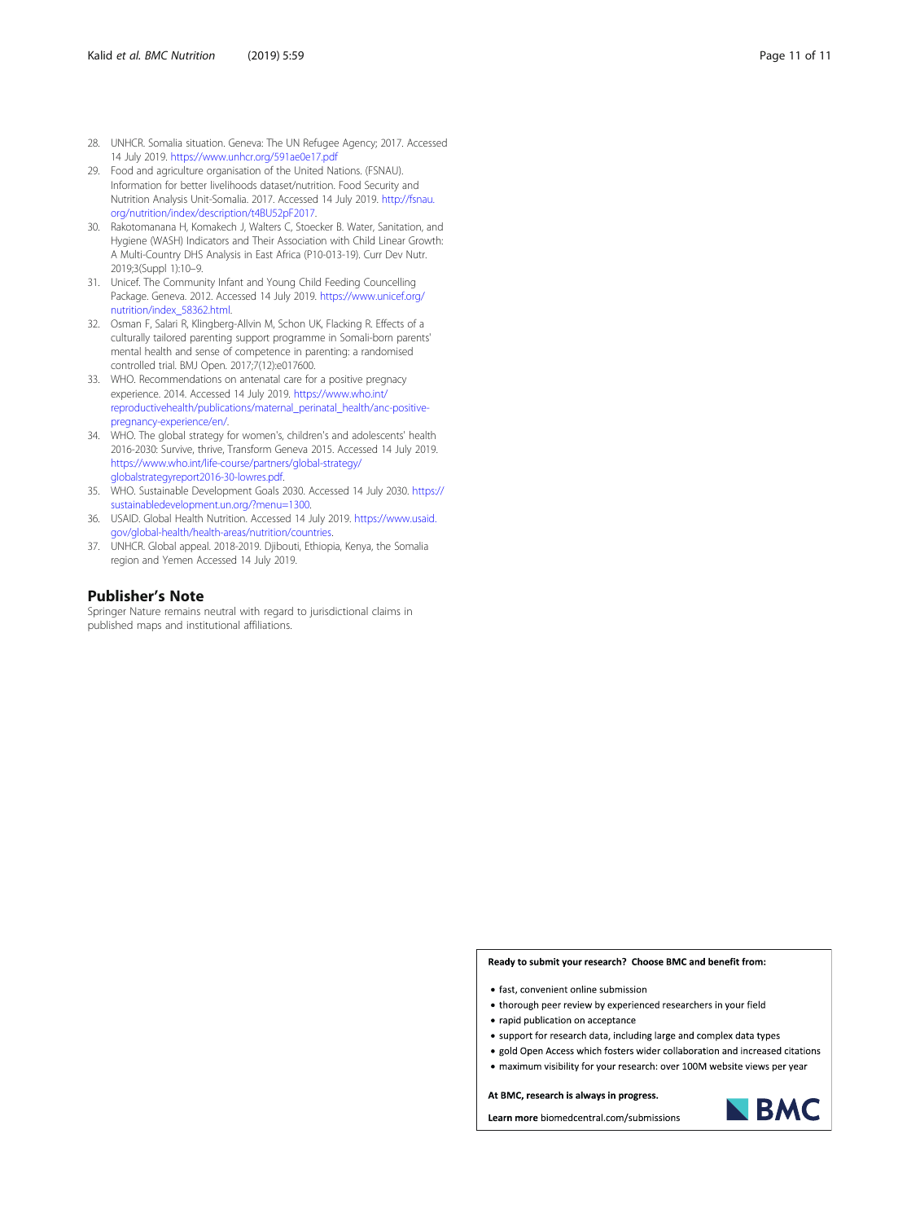28. UNHCR. Somalia situation. Geneva: The UN Refugee Agency; 2017. Accessed 14 July 2019. https://www.unhcr.org/591ae0e17.pdf
29. Food and agriculture organisation of the United Nations. (FSNAU). Information for better livelihoods dataset/nutrition. Food Security and Nutrition Analysis Unit-Somalia. 2017. Accessed 14 July 2019. http://fsnau.org/nutrition/index/description/t4BU52pF2017.
30. Rakotomanana H, Komakech J, Walters C, Stoecker B. Water, Sanitation, and Hygiene (WASH) Indicators and Their Association with Child Linear Growth: A Multi-Country DHS Analysis in East Africa (P10-013-19). Curr Dev Nutr. 2019;3(Suppl 1):10–9.
31. Unicef. The Community Infant and Young Child Feeding Councelling Package. Geneva. 2012. Accessed 14 July 2019. https://www.unicef.org/nutrition/index_58362.html.
32. Osman F, Salari R, Klingberg-Allvin M, Schon UK, Flacking R. Effects of a culturally tailored parenting support programme in Somali-born parents' mental health and sense of competence in parenting: a randomised controlled trial. BMJ Open. 2017;7(12):e017600.
33. WHO. Recommendations on antenatal care for a positive pregnacy experience. 2014. Accessed 14 July 2019. https://www.who.int/reproductivehealth/publications/maternal_perinatal_health/anc-positive-pregnancy-experience/en/.
34. WHO. The global strategy for women's, children's and adolescents' health 2016-2030: Survive, thrive, Transform Geneva 2015. Accessed 14 July 2019. https://www.who.int/life-course/partners/global-strategy/globalstrategyreport2016-30-lowres.pdf.
35. WHO. Sustainable Development Goals 2030. Accessed 14 July 2030. https://sustainabledevelopment.un.org/?menu=1300.
36. USAID. Global Health Nutrition. Accessed 14 July 2019. https://www.usaid.gov/global-health/health-areas/nutrition/countries.
37. UNHCR. Global appeal. 2018-2019. Djibouti, Ethiopia, Kenya, the Somalia region and Yemen Accessed 14 July 2019.

## Publisher's Note

Springer Nature remains neutral with regard to jurisdictional claims in published maps and institutional affiliations.